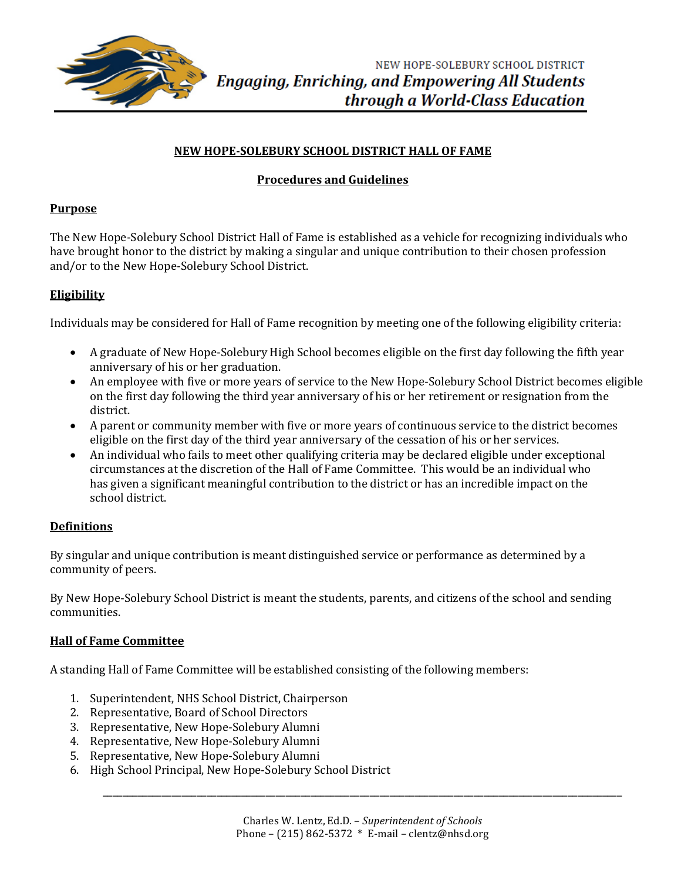NEW HOPE-SOLEBURY SCHOOL DISTRICT
*Engaging, Enriching, and Empowering All Students through a World-Class Education*

# NEW HOPE-SOLEBURY SCHOOL DISTRICT HALL OF FAME

## Procedures and Guidelines

### Purpose

The New Hope-Solebury School District Hall of Fame is established as a vehicle for recognizing individuals who have brought honor to the district by making a singular and unique contribution to their chosen profession and/or to the New Hope-Solebury School District.

### Eligibility

Individuals may be considered for Hall of Fame recognition by meeting one of the following eligibility criteria:

- A graduate of New Hope-Solebury High School becomes eligible on the first day following the fifth year anniversary of his or her graduation.
- An employee with five or more years of service to the New Hope-Solebury School District becomes eligible on the first day following the third year anniversary of his or her retirement or resignation from the district.
- A parent or community member with five or more years of continuous service to the district becomes eligible on the first day of the third year anniversary of the cessation of his or her services.
- An individual who fails to meet other qualifying criteria may be declared eligible under exceptional circumstances at the discretion of the Hall of Fame Committee. This would be an individual who has given a significant meaningful contribution to the district or has an incredible impact on the school district.

### Definitions

By singular and unique contribution is meant distinguished service or performance as determined by a community of peers.

By New Hope-Solebury School District is meant the students, parents, and citizens of the school and sending communities.

### Hall of Fame Committee

A standing Hall of Fame Committee will be established consisting of the following members:

1. Superintendent, NHS School District, Chairperson
2. Representative, Board of School Directors
3. Representative, New Hope-Solebury Alumni
4. Representative, New Hope-Solebury Alumni
5. Representative, New Hope-Solebury Alumni
6. High School Principal, New Hope-Solebury School District

Charles W. Lentz, Ed.D. – *Superintendent of Schools*
Phone – (215) 862-5372 * E-mail – clentz@nhsd.org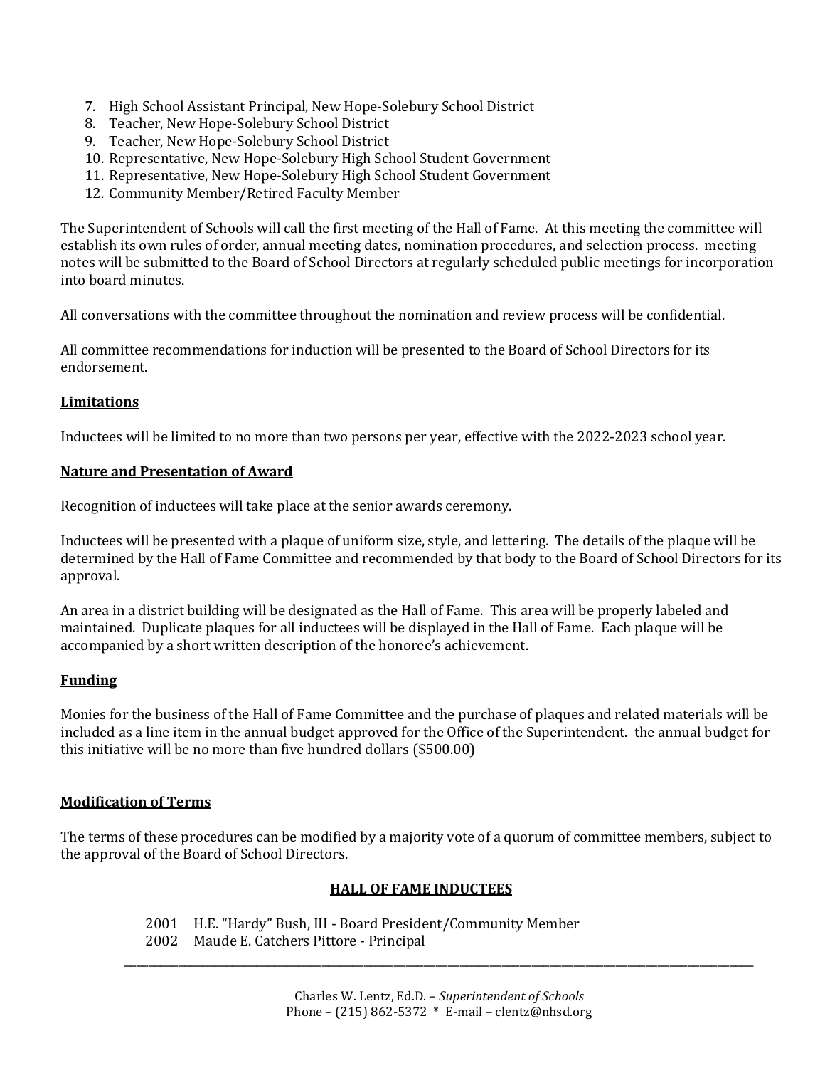7. High School Assistant Principal, New Hope-Solebury School District
8. Teacher, New Hope-Solebury School District
9. Teacher, New Hope-Solebury School District
10. Representative, New Hope-Solebury High School Student Government
11. Representative, New Hope-Solebury High School Student Government
12. Community Member/Retired Faculty Member

The Superintendent of Schools will call the first meeting of the Hall of Fame. At this meeting the committee will establish its own rules of order, annual meeting dates, nomination procedures, and selection process. meeting notes will be submitted to the Board of School Directors at regularly scheduled public meetings for incorporation into board minutes.

All conversations with the committee throughout the nomination and review process will be confidential.

All committee recommendations for induction will be presented to the Board of School Directors for its endorsement.

**Limitations**

Inductees will be limited to no more than two persons per year, effective with the 2022-2023 school year.

**Nature and Presentation of Award**

Recognition of inductees will take place at the senior awards ceremony.

Inductees will be presented with a plaque of uniform size, style, and lettering. The details of the plaque will be determined by the Hall of Fame Committee and recommended by that body to the Board of School Directors for its approval.

An area in a district building will be designated as the Hall of Fame. This area will be properly labeled and maintained. Duplicate plaques for all inductees will be displayed in the Hall of Fame. Each plaque will be accompanied by a short written description of the honoree's achievement.

**Funding**

Monies for the business of the Hall of Fame Committee and the purchase of plaques and related materials will be included as a line item in the annual budget approved for the Office of the Superintendent. the annual budget for this initiative will be no more than five hundred dollars ($500.00)

**Modification of Terms**

The terms of these procedures can be modified by a majority vote of a quorum of committee members, subject to the approval of the Board of School Directors.

**HALL OF FAME INDUCTEES**

2001 H.E. "Hardy" Bush, III - Board President/Community Member
2002 Maude E. Catchers Pittore - Principal

Charles W. Lentz, Ed.D. – *Superintendent of Schools*
Phone – (215) 862-5372 * E-mail – clentz@nhsd.org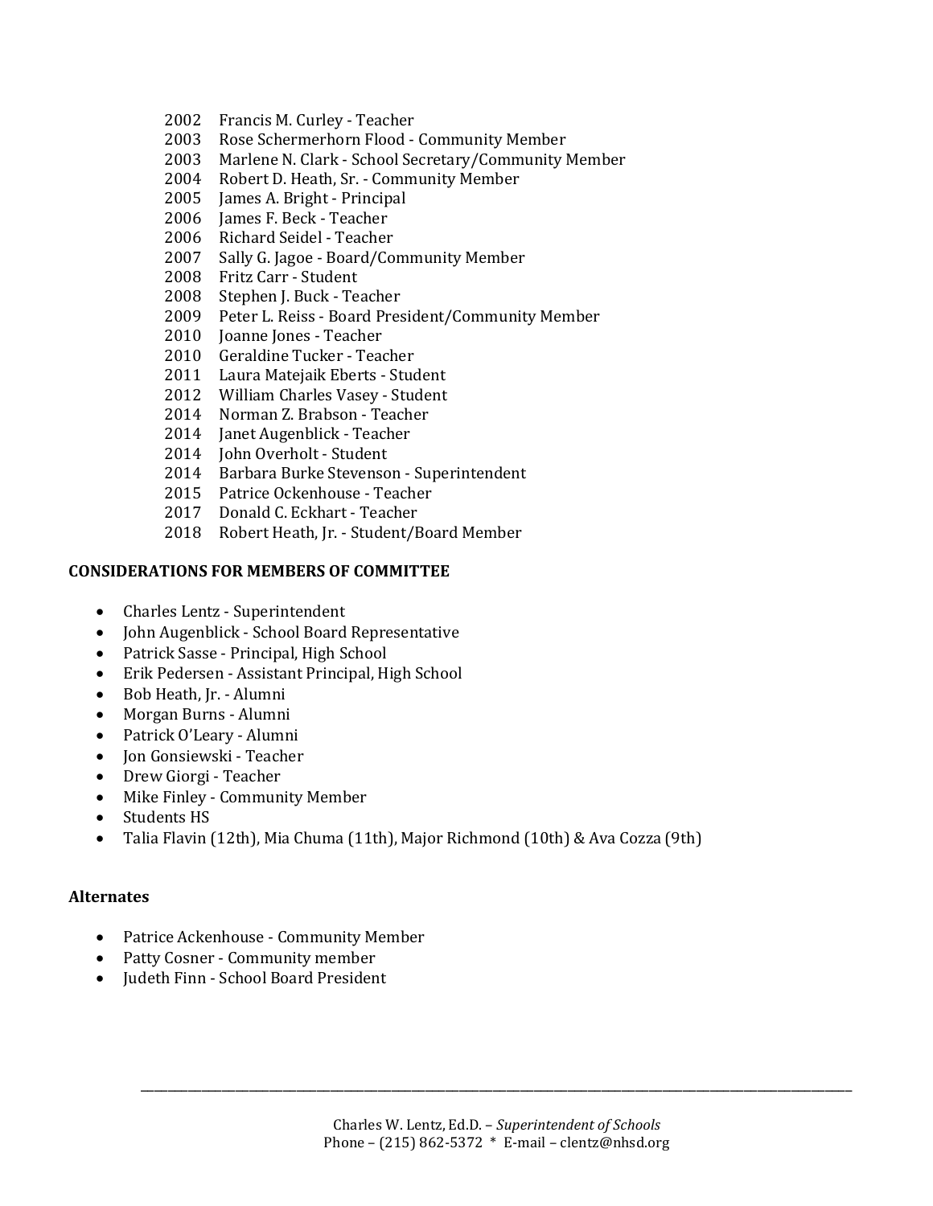2002 Francis M. Curley - Teacher
2003 Rose Schermerhorn Flood - Community Member
2003 Marlene N. Clark - School Secretary/Community Member
2004 Robert D. Heath, Sr. - Community Member
2005 James A. Bright - Principal
2006 James F. Beck - Teacher
2006 Richard Seidel - Teacher
2007 Sally G. Jagoe - Board/Community Member
2008 Fritz Carr - Student
2008 Stephen J. Buck - Teacher
2009 Peter L. Reiss - Board President/Community Member
2010 Joanne Jones - Teacher
2010 Geraldine Tucker - Teacher
2011 Laura Matejaik Eberts - Student
2012 William Charles Vasey - Student
2014 Norman Z. Brabson - Teacher
2014 Janet Augenblick - Teacher
2014 John Overholt - Student
2014 Barbara Burke Stevenson - Superintendent
2015 Patrice Ockenhouse - Teacher
2017 Donald C. Eckhart - Teacher
2018 Robert Heath, Jr. - Student/Board Member

**CONSIDERATIONS FOR MEMBERS OF COMMITTEE**

- Charles Lentz - Superintendent
- John Augenblick - School Board Representative
- Patrick Sasse - Principal, High School
- Erik Pedersen - Assistant Principal, High School
- Bob Heath, Jr. - Alumni
- Morgan Burns - Alumni
- Patrick O'Leary - Alumni
- Jon Gonsiewski - Teacher
- Drew Giorgi - Teacher
- Mike Finley - Community Member
- Students HS
- Talia Flavin (12th), Mia Chuma (11th), Major Richmond (10th) & Ava Cozza (9th)

**Alternates**

- Patrice Ackenhouse - Community Member
- Patty Cosner - Community member
- Judeth Finn - School Board President

Charles W. Lentz, Ed.D. – *Superintendent of Schools*
Phone – (215) 862-5372 * E-mail – clentz@nhsd.org